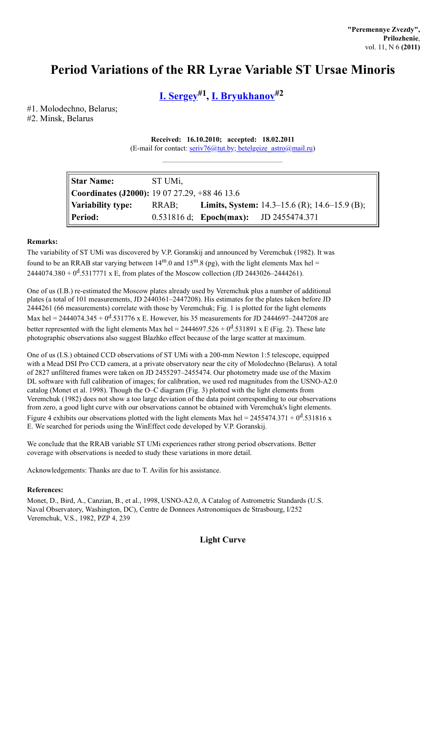# Period Variations of the RR Lyrae Variable ST Ursae Minoris

**I. Sergey[#1], I. Bryukhanov[#2]**

#1. Molodechno, Belarus;
#2. Minsk, Belarus

**Received: 16.10.2010; accepted: 18.02.2011**
(E-mail for contact: seriv76@tut.by; betelgeize_astro@mail.ru)

| | | | |
|---|---|---|---|
| **Star Name:** | ST UMi, | | |
| **Coordinates (J2000):** | 19 07 27.29, +88 46 13.6 | | |
| **Variability type:** | RRAB; | **Limits, System:** | 14.3–15.6 (R); 14.6–15.9 (B); |
| **Period:** | 0.531816 d; | **Epoch(max):** | JD 2455474.371 |

**Remarks:**

The variability of ST UMi was discovered by V.P. Goranskij and announced by Veremchuk (1982). It was found to be an RRAB star varying between $14^{m}.0$ and $15^{m}.8$ (pg), with the light elements Max hel = 2444074.380 + $0^{d}.5317771$ x E, from plates of the Moscow collection (JD 2443026–2444261).

One of us (I.B.) re-estimated the Moscow plates already used by Veremchuk plus a number of additional plates (a total of 101 measurements, JD 2440361–2447208). His estimates for the plates taken before JD 2444261 (66 measurements) correlate with those by Veremchuk; Fig. 1 is plotted for the light elements Max hel = 2444074.345 + $0^{d}.531776$ x E. However, his 35 measurements for JD 2444697–2447208 are better represented with the light elements Max hel = 2444697.526 + $0^{d}.531891$ x E (Fig. 2). These late photographic observations also suggest Blazhko effect because of the large scatter at maximum.

One of us (I.S.) obtained CCD observations of ST UMi with a 200-mm Newton 1:5 telescope, equipped with a Mead DSI Pro CCD camera, at a private observatory near the city of Molodechno (Belarus). A total of 2827 unfiltered frames were taken on JD 2455297–2455474. Our photometry made use of the Maxim DL software with full calibration of images; for calibration, we used red magnitudes from the USNO-A2.0 catalog (Monet et al. 1998). Though the O–C diagram (Fig. 3) plotted with the light elements from Veremchuk (1982) does not show a too large deviation of the data point corresponding to our observations from zero, a good light curve with our observations cannot be obtained with Veremchuk's light elements. Figure 4 exhibits our observations plotted with the light elements Max hel = 2455474.371 + $0^{d}.531816$ x E. We searched for periods using the WinEffect code developed by V.P. Goranskij.

We conclude that the RRAB variable ST UMi experiences rather strong period observations. Better coverage with observations is needed to study these variations in more detail.

Acknowledgements: Thanks are due to T. Avilin for his assistance.

**References:**

Monet, D., Bird, A., Canzian, B., et al., 1998, USNO-A2.0, A Catalog of Astrometric Standards (U.S. Naval Observatory, Washington, DC), Centre de Donnees Astronomiques de Strasbourg, I/252
Veremchuk, V.S., 1982, PZP 4, 239

## Light Curve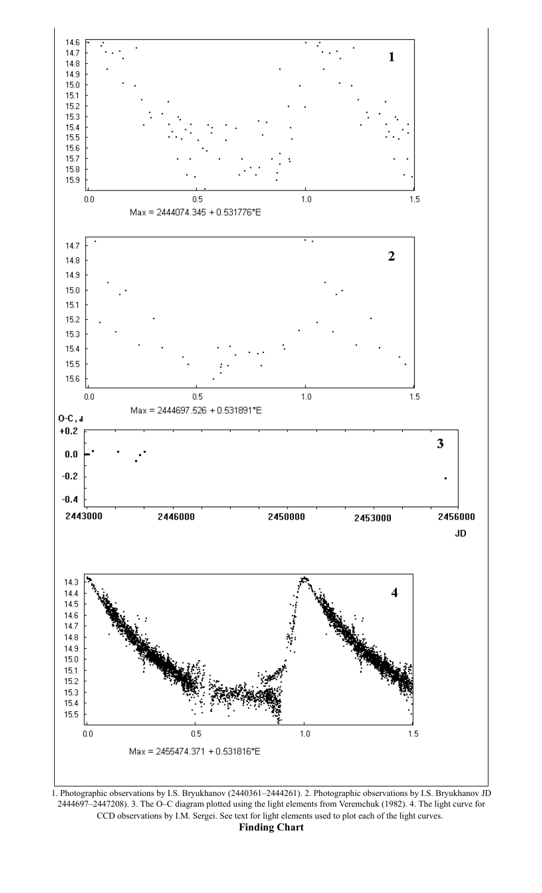14.6
14.7
14.8
14.9
15.0
15.1
15.2
15.3
15.4
15.5
15.6
15.7
15.8
15.9

1

0.0 0.5 1.0 1.5

Max = 2444074.345 + 0.531776*E

14.7
14.8
14.9
15.0
15.1
15.2
15.3
15.4
15.5
15.6

2

0.0 0.5 1.0 1.5

Max = 2444697.526 + 0.531891*E

O-C, d

+0.2
0.0
-0.2
-0.4

3

2443000 2446000 2450000 2453000 2456000

JD

14.3
14.4
14.5
14.6
14.7
14.8
14.9
15.0
15.1
15.2
15.3
15.4
15.5

4

0.0 0.5 1.0 1.5

Max = 2455474.371 + 0.531816*E

1. Photographic observations by I.S. Bryukhanov (2440361–2444261). 2. Photographic observations by I.S. Bryukhanov JD 2444697–2447208). 3. The O–C diagram plotted using the light elements from Veremchuk (1982). 4. The light curve for CCD observations by I.M. Sergei. See text for light elements used to plot each of the light curves.

**Finding Chart**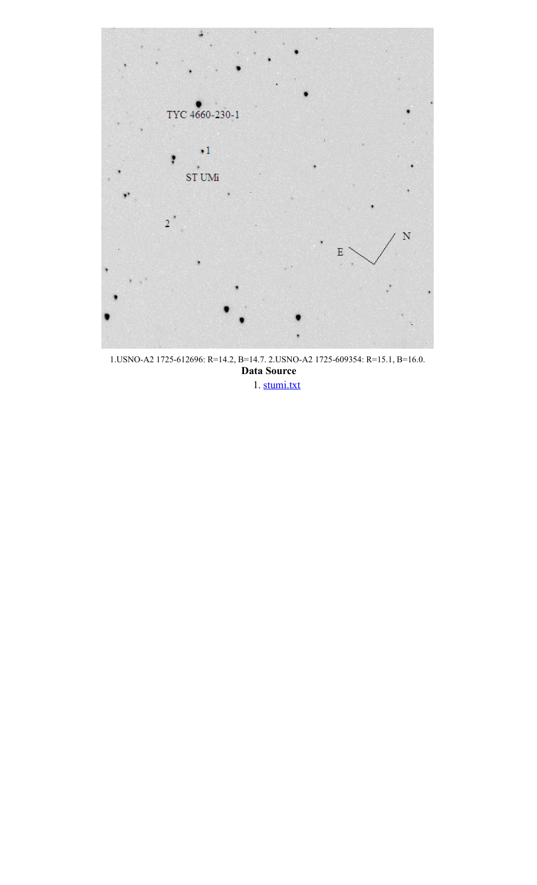1.USNO-A2 1725-612696: R=14.2, B=14.7. 2.USNO-A2 1725-609354: R=15.1, B=16.0.

**Data Source**

1. stumi.txt